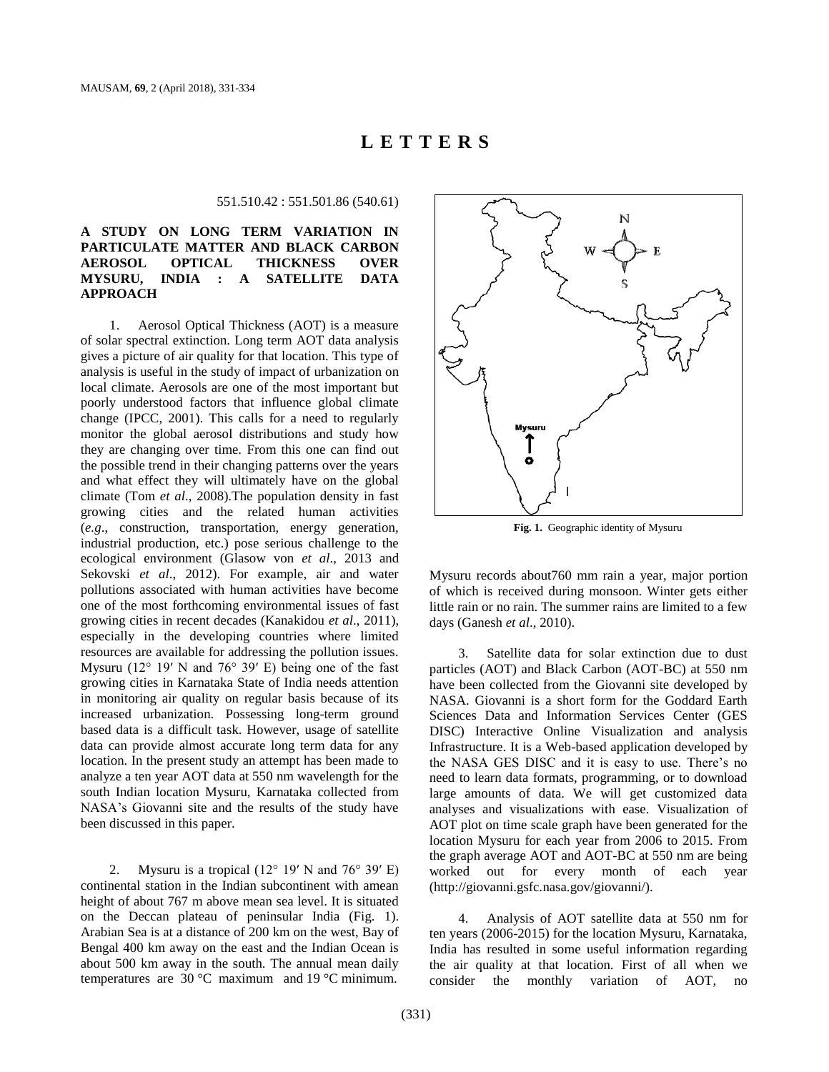# L E T T E R S

551.510.42 : 551.501.86 (540.61)

## A STUDY ON LONG TERM VARIATION IN PARTICULATE MATTER AND BLACK CARBON AEROSOL OPTICAL THICKNESS OVER MYSURU, INDIA : A SATELLITE DATA APPROACH

1. Aerosol Optical Thickness (AOT) is a measure of solar spectral extinction. Long term AOT data analysis gives a picture of air quality for that location. This type of analysis is useful in the study of impact of urbanization on local climate. Aerosols are one of the most important but poorly understood factors that influence global climate change (IPCC, 2001). This calls for a need to regularly monitor the global aerosol distributions and study how they are changing over time. From this one can find out the possible trend in their changing patterns over the years and what effect they will ultimately have on the global climate (Tom *et al*., 2008).The population density in fast growing cities and the related human activities (*e.g*., construction, transportation, energy generation, industrial production, etc.) pose serious challenge to the ecological environment (Glasow von *et al*., 2013 and Sekovski *et al*., 2012). For example, air and water pollutions associated with human activities have become one of the most forthcoming environmental issues of fast growing cities in recent decades (Kanakidou *et al*., 2011), especially in the developing countries where limited resources are available for addressing the pollution issues. Mysuru (12° 19′ N and 76° 39′ E) being one of the fast growing cities in Karnataka State of India needs attention in monitoring air quality on regular basis because of its increased urbanization. Possessing long-term ground based data is a difficult task. However, usage of satellite data can provide almost accurate long term data for any location. In the present study an attempt has been made to analyze a ten year AOT data at 550 nm wavelength for the south Indian location Mysuru, Karnataka collected from NASA's Giovanni site and the results of the study have been discussed in this paper.

2. Mysuru is a tropical (12° 19′ N and 76° 39′ E) continental station in the Indian subcontinent with amean height of about 767 m above mean sea level. It is situated on the Deccan plateau of peninsular India (Fig. 1). Arabian Sea is at a distance of 200 km on the west, Bay of Bengal 400 km away on the east and the Indian Ocean is about 500 km away in the south. The annual mean daily temperatures are 30 °C maximum and 19 °C minimum.

**Fig. 1.** Geographic identity of Mysuru

Mysuru records about760 mm rain a year, major portion of which is received during monsoon. Winter gets either little rain or no rain. The summer rains are limited to a few days (Ganesh *et al*., 2010).

3. Satellite data for solar extinction due to dust particles (AOT) and Black Carbon (AOT-BC) at 550 nm have been collected from the Giovanni site developed by NASA. Giovanni is a short form for the Goddard Earth Sciences Data and Information Services Center (GES DISC) Interactive Online Visualization and analysis Infrastructure. It is a Web-based application developed by the NASA GES DISC and it is easy to use. There's no need to learn data formats, programming, or to download large amounts of data. We will get customized data analyses and visualizations with ease. Visualization of AOT plot on time scale graph have been generated for the location Mysuru for each year from 2006 to 2015. From the graph average AOT and AOT-BC at 550 nm are being worked out for every month of each year (http://giovanni.gsfc.nasa.gov/giovanni/).

4. Analysis of AOT satellite data at 550 nm for ten years (2006-2015) for the location Mysuru, Karnataka, India has resulted in some useful information regarding the air quality at that location. First of all when we consider the monthly variation of AOT, no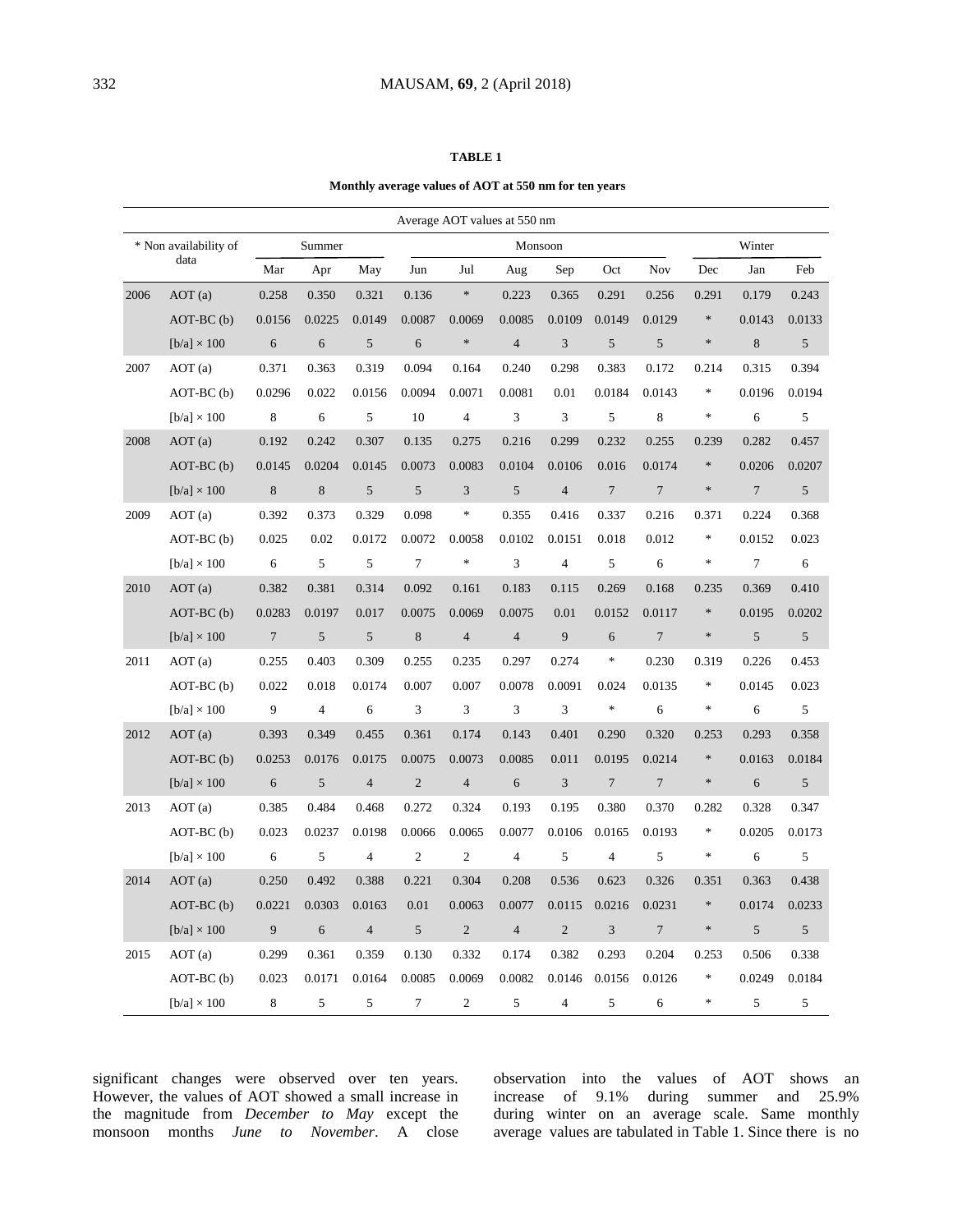**TABLE 1**

**Monthly average values of AOT at 550 nm for ten years**

| * Non availability of data | | Average AOT values at 550 nm | | | | | | | | | | | |
|---|---|---|---|---|---|---|---|---|---|---|---|---|---|
| | | Summer | | | Monsoon | | | | | | Winter | | |
| | | Mar | Apr | May | Jun | Jul | Aug | Sep | Oct | Nov | Dec | Jan | Feb |
| 2006 | AOT (a) | 0.258 | 0.350 | 0.321 | 0.136 | * | 0.223 | 0.365 | 0.291 | 0.256 | 0.291 | 0.179 | 0.243 |
| | AOT-BC (b) | 0.0156 | 0.0225 | 0.0149 | 0.0087 | 0.0069 | 0.0085 | 0.0109 | 0.0149 | 0.0129 | * | 0.0143 | 0.0133 |
| | [b/a] × 100 | 6 | 6 | 5 | 6 | * | 4 | 3 | 5 | 5 | * | 8 | 5 |
| 2007 | AOT (a) | 0.371 | 0.363 | 0.319 | 0.094 | 0.164 | 0.240 | 0.298 | 0.383 | 0.172 | 0.214 | 0.315 | 0.394 |
| | AOT-BC (b) | 0.0296 | 0.022 | 0.0156 | 0.0094 | 0.0071 | 0.0081 | 0.01 | 0.0184 | 0.0143 | * | 0.0196 | 0.0194 |
| | [b/a] × 100 | 8 | 6 | 5 | 10 | 4 | 3 | 3 | 5 | 8 | * | 6 | 5 |
| 2008 | AOT (a) | 0.192 | 0.242 | 0.307 | 0.135 | 0.275 | 0.216 | 0.299 | 0.232 | 0.255 | 0.239 | 0.282 | 0.457 |
| | AOT-BC (b) | 0.0145 | 0.0204 | 0.0145 | 0.0073 | 0.0083 | 0.0104 | 0.0106 | 0.016 | 0.0174 | * | 0.0206 | 0.0207 |
| | [b/a] × 100 | 8 | 8 | 5 | 5 | 3 | 5 | 4 | 7 | 7 | * | 7 | 5 |
| 2009 | AOT (a) | 0.392 | 0.373 | 0.329 | 0.098 | * | 0.355 | 0.416 | 0.337 | 0.216 | 0.371 | 0.224 | 0.368 |
| | AOT-BC (b) | 0.025 | 0.02 | 0.0172 | 0.0072 | 0.0058 | 0.0102 | 0.0151 | 0.018 | 0.012 | * | 0.0152 | 0.023 |
| | [b/a] × 100 | 6 | 5 | 5 | 7 | * | 3 | 4 | 5 | 6 | * | 7 | 6 |
| 2010 | AOT (a) | 0.382 | 0.381 | 0.314 | 0.092 | 0.161 | 0.183 | 0.115 | 0.269 | 0.168 | 0.235 | 0.369 | 0.410 |
| | AOT-BC (b) | 0.0283 | 0.0197 | 0.017 | 0.0075 | 0.0069 | 0.0075 | 0.01 | 0.0152 | 0.0117 | * | 0.0195 | 0.0202 |
| | [b/a] × 100 | 7 | 5 | 5 | 8 | 4 | 4 | 9 | 6 | 7 | * | 5 | 5 |
| 2011 | AOT (a) | 0.255 | 0.403 | 0.309 | 0.255 | 0.235 | 0.297 | 0.274 | * | 0.230 | 0.319 | 0.226 | 0.453 |
| | AOT-BC (b) | 0.022 | 0.018 | 0.0174 | 0.007 | 0.007 | 0.0078 | 0.0091 | 0.024 | 0.0135 | * | 0.0145 | 0.023 |
| | [b/a] × 100 | 9 | 4 | 6 | 3 | 3 | 3 | 3 | * | 6 | * | 6 | 5 |
| 2012 | AOT (a) | 0.393 | 0.349 | 0.455 | 0.361 | 0.174 | 0.143 | 0.401 | 0.290 | 0.320 | 0.253 | 0.293 | 0.358 |
| | AOT-BC (b) | 0.0253 | 0.0176 | 0.0175 | 0.0075 | 0.0073 | 0.0085 | 0.011 | 0.0195 | 0.0214 | * | 0.0163 | 0.0184 |
| | [b/a] × 100 | 6 | 5 | 4 | 2 | 4 | 6 | 3 | 7 | 7 | * | 6 | 5 |
| 2013 | AOT (a) | 0.385 | 0.484 | 0.468 | 0.272 | 0.324 | 0.193 | 0.195 | 0.380 | 0.370 | 0.282 | 0.328 | 0.347 |
| | AOT-BC (b) | 0.023 | 0.0237 | 0.0198 | 0.0066 | 0.0065 | 0.0077 | 0.0106 | 0.0165 | 0.0193 | * | 0.0205 | 0.0173 |
| | [b/a] × 100 | 6 | 5 | 4 | 2 | 2 | 4 | 5 | 4 | 5 | * | 6 | 5 |
| 2014 | AOT (a) | 0.250 | 0.492 | 0.388 | 0.221 | 0.304 | 0.208 | 0.536 | 0.623 | 0.326 | 0.351 | 0.363 | 0.438 |
| | AOT-BC (b) | 0.0221 | 0.0303 | 0.0163 | 0.01 | 0.0063 | 0.0077 | 0.0115 | 0.0216 | 0.0231 | * | 0.0174 | 0.0233 |
| | [b/a] × 100 | 9 | 6 | 4 | 5 | 2 | 4 | 2 | 3 | 7 | * | 5 | 5 |
| 2015 | AOT (a) | 0.299 | 0.361 | 0.359 | 0.130 | 0.332 | 0.174 | 0.382 | 0.293 | 0.204 | 0.253 | 0.506 | 0.338 |
| | AOT-BC (b) | 0.023 | 0.0171 | 0.0164 | 0.0085 | 0.0069 | 0.0082 | 0.0146 | 0.0156 | 0.0126 | * | 0.0249 | 0.0184 |
| | [b/a] × 100 | 8 | 5 | 5 | 7 | 2 | 5 | 4 | 5 | 6 | * | 5 | 5 |

significant changes were observed over ten years. However, the values of AOT showed a small increase in the magnitude from *December to May* except the monsoon months *June to November*. A close observation into the values of AOT shows an increase of 9.1% during summer and 25.9% during winter on an average scale. Same monthly average values are tabulated in Table 1. Since there is no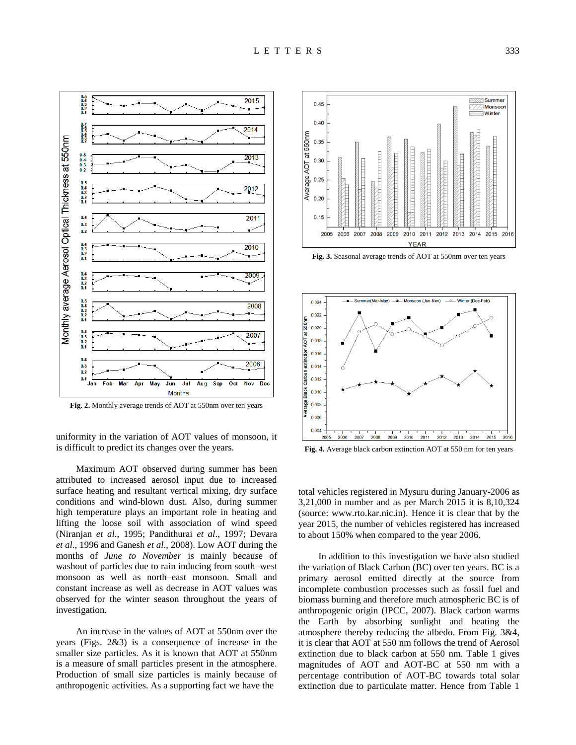Fig. 2. Monthly average trends of AOT at 550nm over ten years

uniformity in the variation of AOT values of monsoon, it is difficult to predict its changes over the years.

Maximum AOT observed during summer has been attributed to increased aerosol input due to increased surface heating and resultant vertical mixing, dry surface conditions and wind-blown dust. Also, during summer high temperature plays an important role in heating and lifting the loose soil with association of wind speed (Niranjan *et al*., 1995; Pandithurai *et al*., 1997; Devara *et al*., 1996 and Ganesh *et al*., 2008). Low AOT during the months of *June to November* is mainly because of washout of particles due to rain inducing from south–west monsoon as well as north–east monsoon. Small and constant increase as well as decrease in AOT values was observed for the winter season throughout the years of investigation.

An increase in the values of AOT at 550nm over the years (Figs. 2&3) is a consequence of increase in the smaller size particles. As it is known that AOT at 550nm is a measure of small particles present in the atmosphere. Production of small size particles is mainly because of anthropogenic activities. As a supporting fact we have the total vehicles registered in Mysuru during January-2006 as 3,21,000 in number and as per March 2015 it is 8,10,324 (source: www.rto.kar.nic.in). Hence it is clear that by the year 2015, the number of vehicles registered has increased to about 150% when compared to the year 2006.

Fig. 3. Seasonal average trends of AOT at 550nm over ten years

Fig. 4. Average black carbon extinction AOT at 550 nm for ten years

In addition to this investigation we have also studied the variation of Black Carbon (BC) over ten years. BC is a primary aerosol emitted directly at the source from incomplete combustion processes such as fossil fuel and biomass burning and therefore much atmospheric BC is of anthropogenic origin (IPCC, 2007). Black carbon warms the Earth by absorbing sunlight and heating the atmosphere thereby reducing the albedo. From Fig. 3&4, it is clear that AOT at 550 nm follows the trend of Aerosol extinction due to black carbon at 550 nm. Table 1 gives magnitudes of AOT and AOT-BC at 550 nm with a percentage contribution of AOT-BC towards total solar extinction due to particulate matter. Hence from Table 1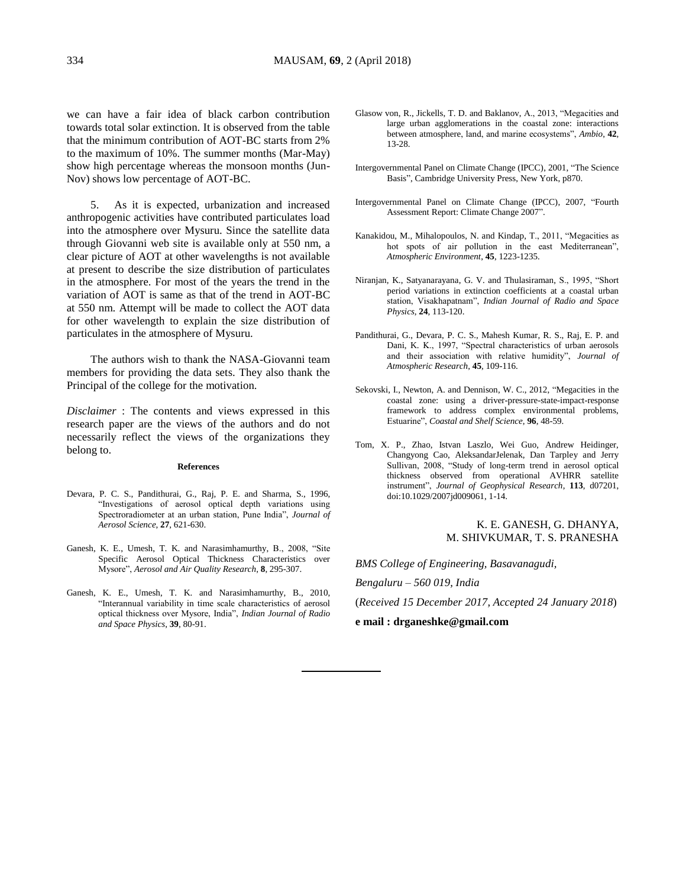we can have a fair idea of black carbon contribution towards total solar extinction. It is observed from the table that the minimum contribution of AOT-BC starts from 2% to the maximum of 10%. The summer months (Mar-May) show high percentage whereas the monsoon months (Jun-Nov) shows low percentage of AOT-BC.

5. As it is expected, urbanization and increased anthropogenic activities have contributed particulates load into the atmosphere over Mysuru. Since the satellite data through Giovanni web site is available only at 550 nm, a clear picture of AOT at other wavelengths is not available at present to describe the size distribution of particulates in the atmosphere. For most of the years the trend in the variation of AOT is same as that of the trend in AOT-BC at 550 nm. Attempt will be made to collect the AOT data for other wavelength to explain the size distribution of particulates in the atmosphere of Mysuru.

The authors wish to thank the NASA-Giovanni team members for providing the data sets. They also thank the Principal of the college for the motivation.

*Disclaimer* : The contents and views expressed in this research paper are the views of the authors and do not necessarily reflect the views of the organizations they belong to.

### References

Devara, P. C. S., Pandithurai, G., Raj, P. E. and Sharma, S., 1996, "Investigations of aerosol optical depth variations using Spectroradiometer at an urban station, Pune India", *Journal of Aerosol Science*, **27**, 621-630.

Ganesh, K. E., Umesh, T. K. and Narasimhamurthy, B., 2008, "Site Specific Aerosol Optical Thickness Characteristics over Mysore", *Aerosol and Air Quality Research*, **8**, 295-307.

Ganesh, K. E., Umesh, T. K. and Narasimhamurthy, B., 2010, "Interannual variability in time scale characteristics of aerosol optical thickness over Mysore, India", *Indian Journal of Radio and Space Physics*, **39**, 80-91.

Glasow von, R., Jickells, T. D. and Baklanov, A., 2013, "Megacities and large urban agglomerations in the coastal zone: interactions between atmosphere, land, and marine ecosystems", *Ambio*, **42**, 13-28.

Intergovernmental Panel on Climate Change (IPCC), 2001, "The Science Basis", Cambridge University Press, New York, p870.

Intergovernmental Panel on Climate Change (IPCC), 2007, "Fourth Assessment Report: Climate Change 2007".

Kanakidou, M., Mihalopoulos, N. and Kindap, T., 2011, "Megacities as hot spots of air pollution in the east Mediterranean", *Atmospheric Environment*, **45**, 1223-1235.

Niranjan, K., Satyanarayana, G. V. and Thulasiraman, S., 1995, "Short period variations in extinction coefficients at a coastal urban station, Visakhapatnam", *Indian Journal of Radio and Space Physics*, **24**, 113-120.

Pandithurai, G., Devara, P. C. S., Mahesh Kumar, R. S., Raj, E. P. and Dani, K. K., 1997, "Spectral characteristics of urban aerosols and their association with relative humidity", *Journal of Atmospheric Research*, **45**, 109-116.

Sekovski, I., Newton, A. and Dennison, W. C., 2012, "Megacities in the coastal zone: using a driver-pressure-state-impact-response framework to address complex environmental problems, Estuarine", *Coastal and Shelf Science*, **96**, 48-59.

Tom, X. P., Zhao, Istvan Laszlo, Wei Guo, Andrew Heidinger, Changyong Cao, AleksandarJelenak, Dan Tarpley and Jerry Sullivan, 2008, "Study of long-term trend in aerosol optical thickness observed from operational AVHRR satellite instrument", *Journal of Geophysical Research*, **113**, d07201, doi:10.1029/2007jd009061, 1-14.

K. E. GANESH, G. DHANYA,
M. SHIVKUMAR, T. S. PRANESHA

*BMS College of Engineering, Basavanagudi,*

*Bengaluru – 560 019, India*

(*Received 15 December 2017, Accepted 24 January 2018*)

**e mail : drganeshke@gmail.com**